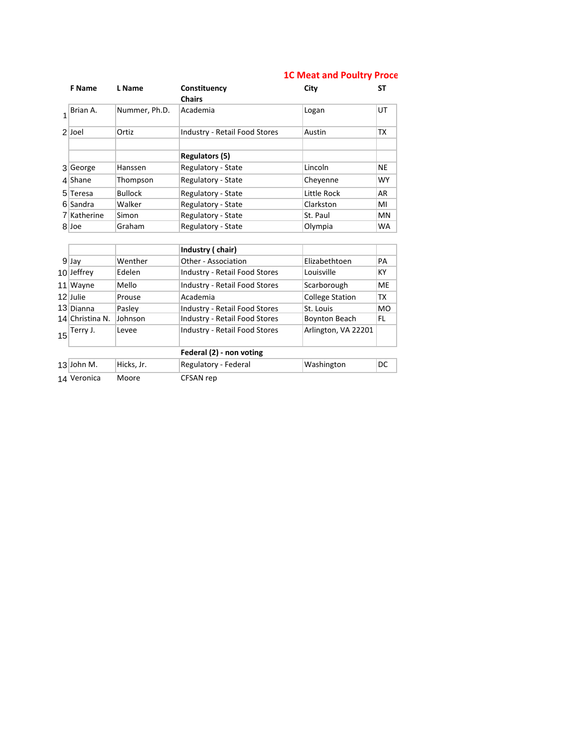# 1C Meat and Poultry Proce

| | F Name | L Name | Constituency | City | ST |
|---|---|---|---|---|---|
| | | | Chairs | | |
| 1 | Brian A. | Nummer, Ph.D. | Academia | Logan | UT |
| 2 | Joel | Ortiz | Industry - Retail Food Stores | Austin | TX |
| | | | | | |
| | | | **Regulators (5)** | | |
| 3 | George | Hanssen | Regulatory - State | Lincoln | NE |
| 4 | Shane | Thompson | Regulatory - State | Cheyenne | WY |
| 5 | Teresa | Bullock | Regulatory - State | Little Rock | AR |
| 6 | Sandra | Walker | Regulatory - State | Clarkston | MI |
| 7 | Katherine | Simon | Regulatory - State | St. Paul | MN |
| 8 | Joe | Graham | Regulatory - State | Olympia | WA |
| | | | | | |
| | | | **Industry ( chair)** | | |
| 9 | Jay | Wenther | Other - Association | Elizabethtoen | PA |
| 10 | Jeffrey | Edelen | Industry - Retail Food Stores | Louisville | KY |
| 11 | Wayne | Mello | Industry - Retail Food Stores | Scarborough | ME |
| 12 | Julie | Prouse | Academia | College Station | TX |
| 13 | Dianna | Pasley | Industry - Retail Food Stores | St. Louis | MO |
| 14 | Christina N. | Johnson | Industry - Retail Food Stores | Boynton Beach | FL |
| 15 | Terry J. | Levee | Industry - Retail Food Stores | Arlington, VA 22201 | |
| | | | **Federal (2) - non voting** | | |
| 13 | John M. | Hicks, Jr. | Regulatory - Federal | Washington | DC |
| 14 | Veronica | Moore | CFSAN rep | | |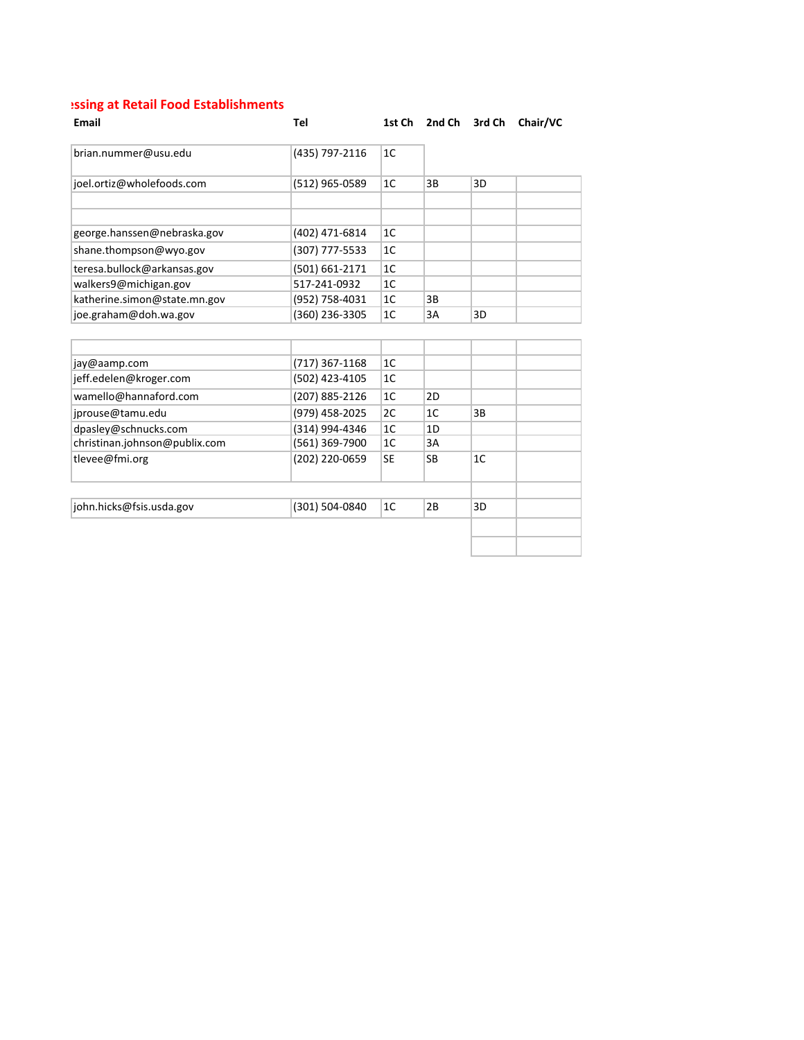## essing at Retail Food Establishments

| Email | Tel | 1st Ch | 2nd Ch | 3rd Ch | Chair/VC |
|---|---|---|---|---|---|
| brian.nummer@usu.edu | (435) 797-2116 | 1C | | | |
| joel.ortiz@wholefoods.com | (512) 965-0589 | 1C | 3B | 3D | |
| | | | | | |
| | | | | | |
| george.hanssen@nebraska.gov | (402) 471-6814 | 1C | | | |
| shane.thompson@wyo.gov | (307) 777-5533 | 1C | | | |
| teresa.bullock@arkansas.gov | (501) 661-2171 | 1C | | | |
| walkers9@michigan.gov | 517-241-0932 | 1C | | | |
| katherine.simon@state.mn.gov | (952) 758-4031 | 1C | 3B | | |
| joe.graham@doh.wa.gov | (360) 236-3305 | 1C | 3A | 3D | |
| | | | | | |
| | | | | | |
| jay@aamp.com | (717) 367-1168 | 1C | | | |
| jeff.edelen@kroger.com | (502) 423-4105 | 1C | | | |
| wamello@hannaford.com | (207) 885-2126 | 1C | 2D | | |
| jprouse@tamu.edu | (979) 458-2025 | 2C | 1C | 3B | |
| dpasley@schnucks.com | (314) 994-4346 | 1C | 1D | | |
| christinan.johnson@publix.com | (561) 369-7900 | 1C | 3A | | |
| tlevee@fmi.org | (202) 220-0659 | SE | SB | 1C | |
| | | | | | |
| john.hicks@fsis.usda.gov | (301) 504-0840 | 1C | 2B | 3D | |
| | | | | | |
| | | | | | |